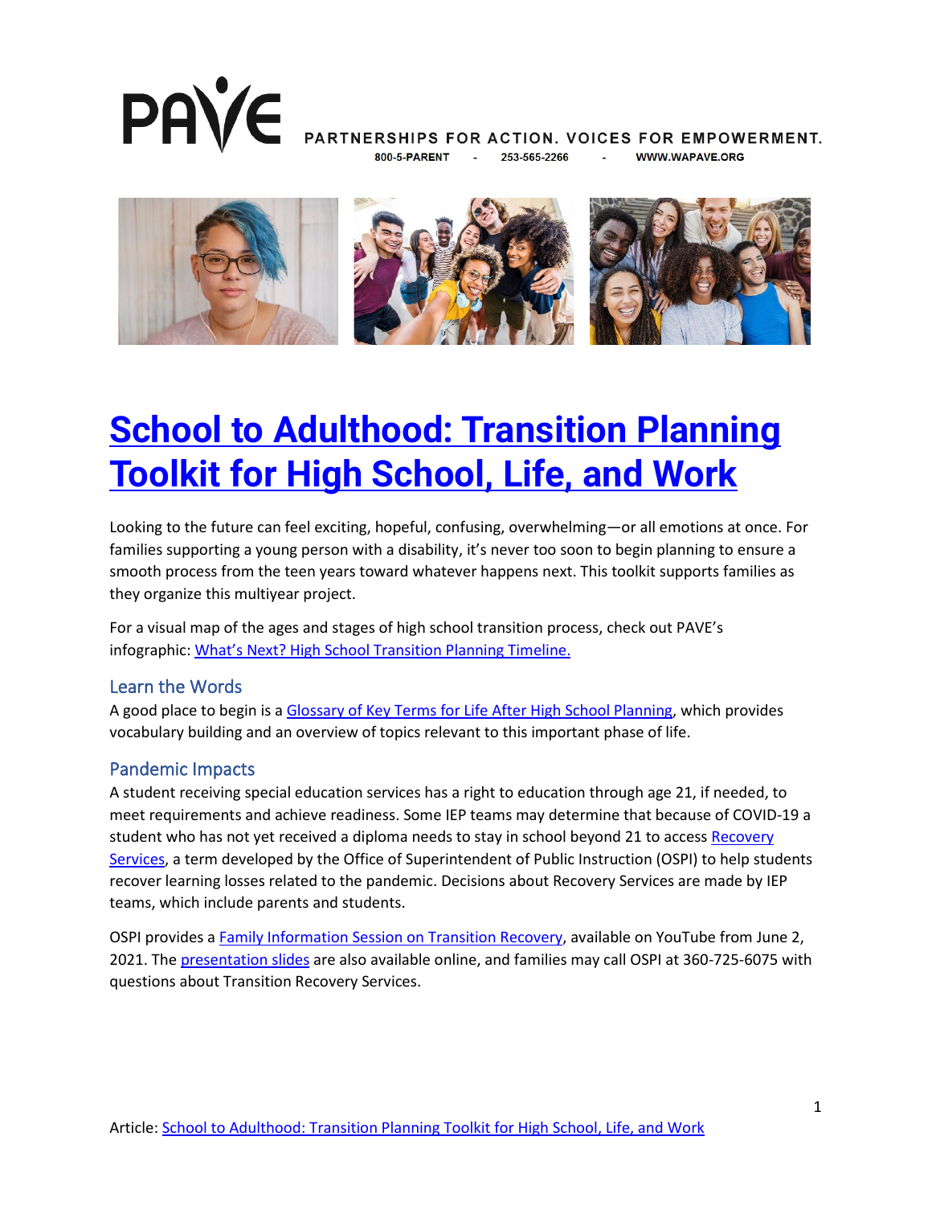PAVE PARTNERSHIPS FOR ACTION. VOICES FOR EMPOWERMENT.

800-5-PARENT - 253-565-2266 - WWW.WAPAVE.ORG

# School to Adulthood: Transition Planning Toolkit for High School, Life, and Work

Looking to the future can feel exciting, hopeful, confusing, overwhelming—or all emotions at once. For families supporting a young person with a disability, it's never too soon to begin planning to ensure a smooth process from the teen years toward whatever happens next. This toolkit supports families as they organize this multiyear project.

For a visual map of the ages and stages of high school transition process, check out PAVE's infographic: What's Next? High School Transition Planning Timeline.

## Learn the Words

A good place to begin is a Glossary of Key Terms for Life After High School Planning, which provides vocabulary building and an overview of topics relevant to this important phase of life.

## Pandemic Impacts

A student receiving special education services has a right to education through age 21, if needed, to meet requirements and achieve readiness. Some IEP teams may determine that because of COVID-19 a student who has not yet received a diploma needs to stay in school beyond 21 to access Recovery Services, a term developed by the Office of Superintendent of Public Instruction (OSPI) to help students recover learning losses related to the pandemic. Decisions about Recovery Services are made by IEP teams, which include parents and students.

OSPI provides a Family Information Session on Transition Recovery, available on YouTube from June 2, 2021. The presentation slides are also available online, and families may call OSPI at 360-725-6075 with questions about Transition Recovery Services.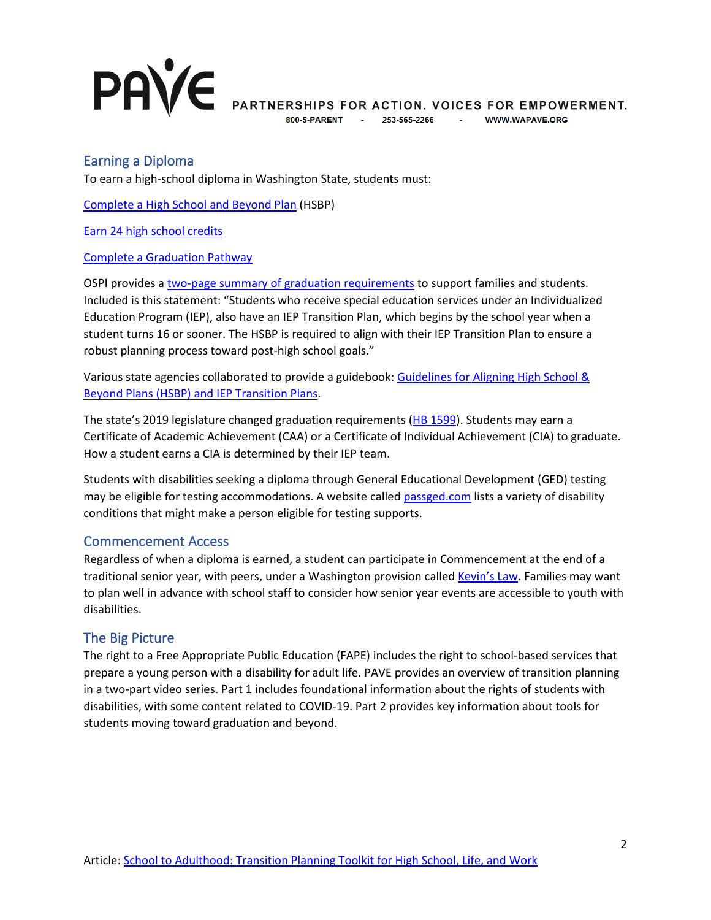## Earning a Diploma

To earn a high-school diploma in Washington State, students must:

Complete a High School and Beyond Plan (HSBP)

Earn 24 high school credits

Complete a Graduation Pathway

OSPI provides a two-page summary of graduation requirements to support families and students. Included is this statement: "Students who receive special education services under an Individualized Education Program (IEP), also have an IEP Transition Plan, which begins by the school year when a student turns 16 or sooner. The HSBP is required to align with their IEP Transition Plan to ensure a robust planning process toward post-high school goals."

Various state agencies collaborated to provide a guidebook: Guidelines for Aligning High School & Beyond Plans (HSBP) and IEP Transition Plans.

The state's 2019 legislature changed graduation requirements (HB 1599). Students may earn a Certificate of Academic Achievement (CAA) or a Certificate of Individual Achievement (CIA) to graduate. How a student earns a CIA is determined by their IEP team.

Students with disabilities seeking a diploma through General Educational Development (GED) testing may be eligible for testing accommodations. A website called passged.com lists a variety of disability conditions that might make a person eligible for testing supports.

## Commencement Access

Regardless of when a diploma is earned, a student can participate in Commencement at the end of a traditional senior year, with peers, under a Washington provision called Kevin's Law. Families may want to plan well in advance with school staff to consider how senior year events are accessible to youth with disabilities.

## The Big Picture

The right to a Free Appropriate Public Education (FAPE) includes the right to school-based services that prepare a young person with a disability for adult life. PAVE provides an overview of transition planning in a two-part video series. Part 1 includes foundational information about the rights of students with disabilities, with some content related to COVID-19. Part 2 provides key information about tools for students moving toward graduation and beyond.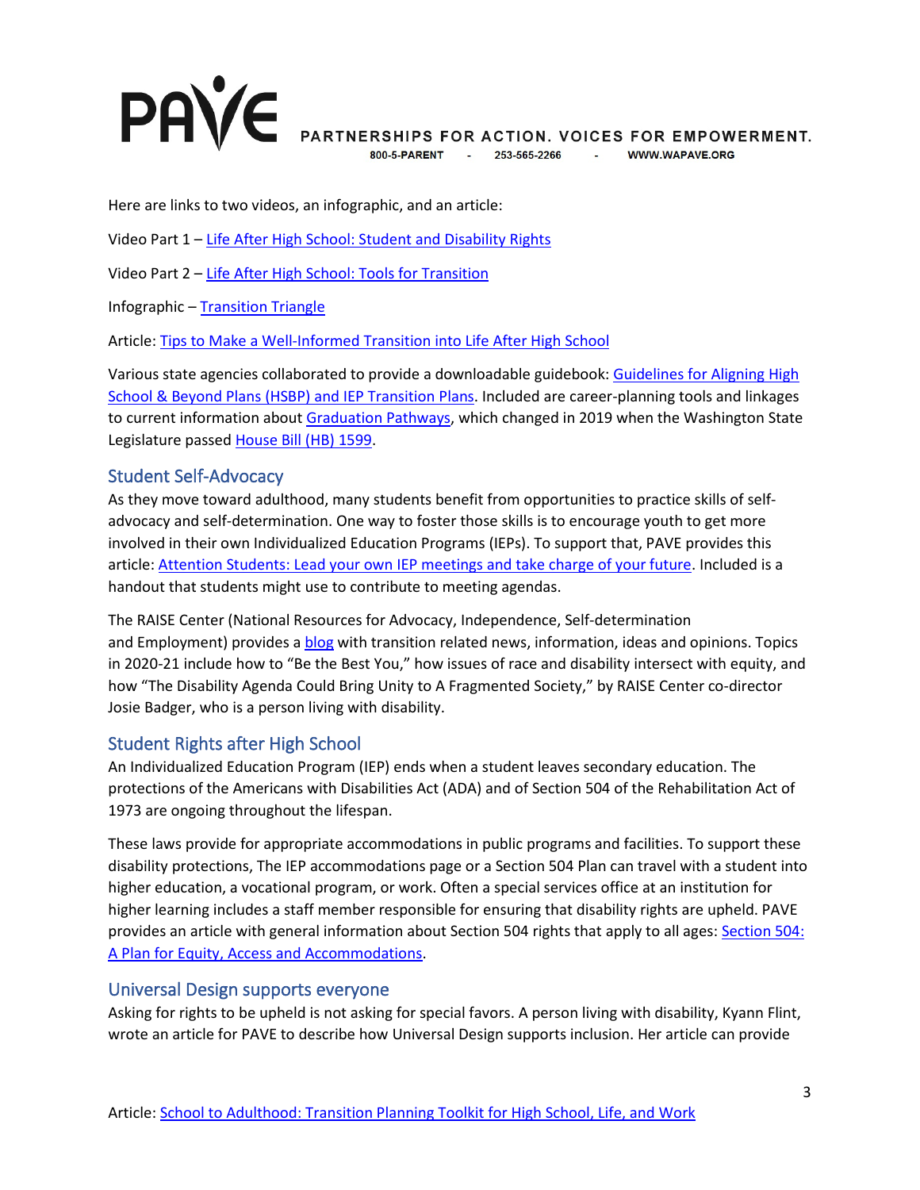Here are links to two videos, an infographic, and an article:

Video Part 1 – Life After High School: Student and Disability Rights

Video Part 2 – Life After High School: Tools for Transition

Infographic – Transition Triangle

Article: Tips to Make a Well-Informed Transition into Life After High School

Various state agencies collaborated to provide a downloadable guidebook: Guidelines for Aligning High School & Beyond Plans (HSBP) and IEP Transition Plans. Included are career-planning tools and linkages to current information about Graduation Pathways, which changed in 2019 when the Washington State Legislature passed House Bill (HB) 1599.

## Student Self-Advocacy

As they move toward adulthood, many students benefit from opportunities to practice skills of self-advocacy and self-determination. One way to foster those skills is to encourage youth to get more involved in their own Individualized Education Programs (IEPs). To support that, PAVE provides this article: Attention Students: Lead your own IEP meetings and take charge of your future. Included is a handout that students might use to contribute to meeting agendas.

The RAISE Center (National Resources for Advocacy, Independence, Self-determination and Employment) provides a blog with transition related news, information, ideas and opinions. Topics in 2020-21 include how to "Be the Best You," how issues of race and disability intersect with equity, and how "The Disability Agenda Could Bring Unity to A Fragmented Society," by RAISE Center co-director Josie Badger, who is a person living with disability.

## Student Rights after High School

An Individualized Education Program (IEP) ends when a student leaves secondary education. The protections of the Americans with Disabilities Act (ADA) and of Section 504 of the Rehabilitation Act of 1973 are ongoing throughout the lifespan.

These laws provide for appropriate accommodations in public programs and facilities. To support these disability protections, The IEP accommodations page or a Section 504 Plan can travel with a student into higher education, a vocational program, or work. Often a special services office at an institution for higher learning includes a staff member responsible for ensuring that disability rights are upheld. PAVE provides an article with general information about Section 504 rights that apply to all ages: Section 504: A Plan for Equity, Access and Accommodations.

## Universal Design supports everyone

Asking for rights to be upheld is not asking for special favors. A person living with disability, Kyann Flint, wrote an article for PAVE to describe how Universal Design supports inclusion. Her article can provide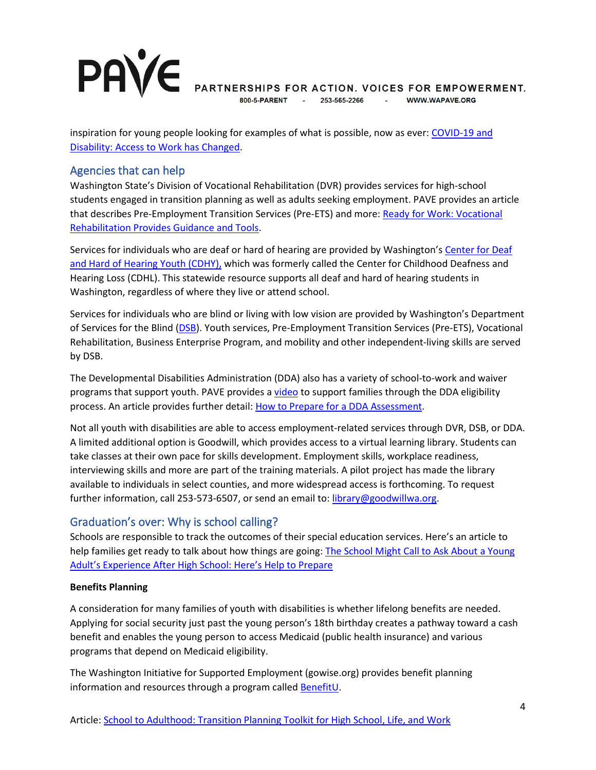inspiration for young people looking for examples of what is possible, now as ever: COVID-19 and Disability: Access to Work has Changed.

## Agencies that can help

Washington State's Division of Vocational Rehabilitation (DVR) provides services for high-school students engaged in transition planning as well as adults seeking employment. PAVE provides an article that describes Pre-Employment Transition Services (Pre-ETS) and more: Ready for Work: Vocational Rehabilitation Provides Guidance and Tools.

Services for individuals who are deaf or hard of hearing are provided by Washington's Center for Deaf and Hard of Hearing Youth (CDHY), which was formerly called the Center for Childhood Deafness and Hearing Loss (CDHL). This statewide resource supports all deaf and hard of hearing students in Washington, regardless of where they live or attend school.

Services for individuals who are blind or living with low vision are provided by Washington's Department of Services for the Blind (DSB). Youth services, Pre-Employment Transition Services (Pre-ETS), Vocational Rehabilitation, Business Enterprise Program, and mobility and other independent-living skills are served by DSB.

The Developmental Disabilities Administration (DDA) also has a variety of school-to-work and waiver programs that support youth. PAVE provides a video to support families through the DDA eligibility process. An article provides further detail: How to Prepare for a DDA Assessment.

Not all youth with disabilities are able to access employment-related services through DVR, DSB, or DDA. A limited additional option is Goodwill, which provides access to a virtual learning library. Students can take classes at their own pace for skills development. Employment skills, workplace readiness, interviewing skills and more are part of the training materials. A pilot project has made the library available to individuals in select counties, and more widespread access is forthcoming. To request further information, call 253-573-6507, or send an email to: library@goodwillwa.org.

## Graduation's over: Why is school calling?

Schools are responsible to track the outcomes of their special education services. Here's an article to help families get ready to talk about how things are going: The School Might Call to Ask About a Young Adult's Experience After High School: Here's Help to Prepare

**Benefits Planning**

A consideration for many families of youth with disabilities is whether lifelong benefits are needed. Applying for social security just past the young person's 18th birthday creates a pathway toward a cash benefit and enables the young person to access Medicaid (public health insurance) and various programs that depend on Medicaid eligibility.

The Washington Initiative for Supported Employment (gowise.org) provides benefit planning information and resources through a program called BenefitU.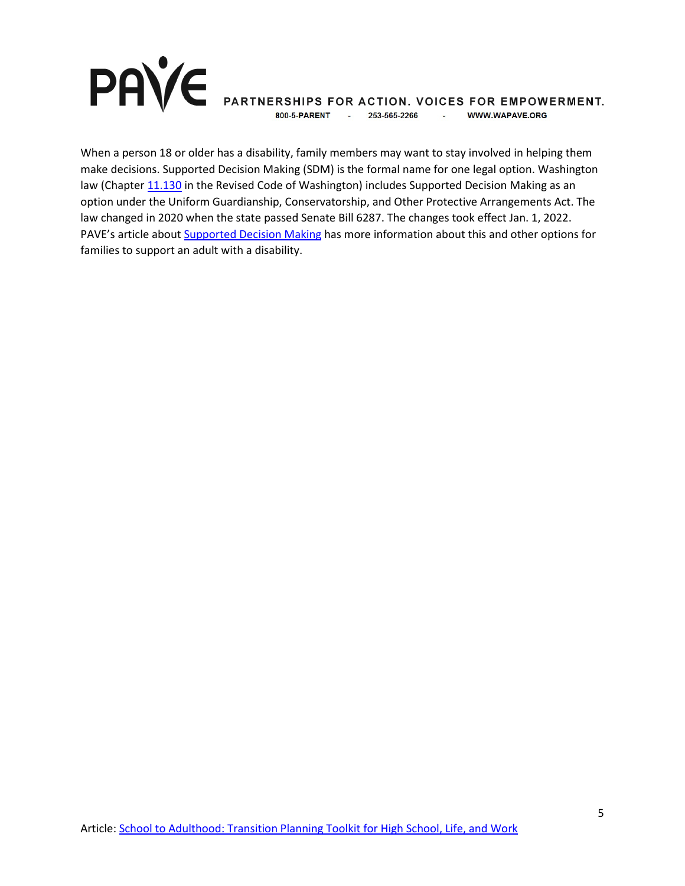When a person 18 or older has a disability, family members may want to stay involved in helping them make decisions. Supported Decision Making (SDM) is the formal name for one legal option. Washington law (Chapter [11.130](#) in the Revised Code of Washington) includes Supported Decision Making as an option under the Uniform Guardianship, Conservatorship, and Other Protective Arrangements Act. The law changed in 2020 when the state passed Senate Bill 6287. The changes took effect Jan. 1, 2022. PAVE's article about [Supported Decision Making](#) has more information about this and other options for families to support an adult with a disability.